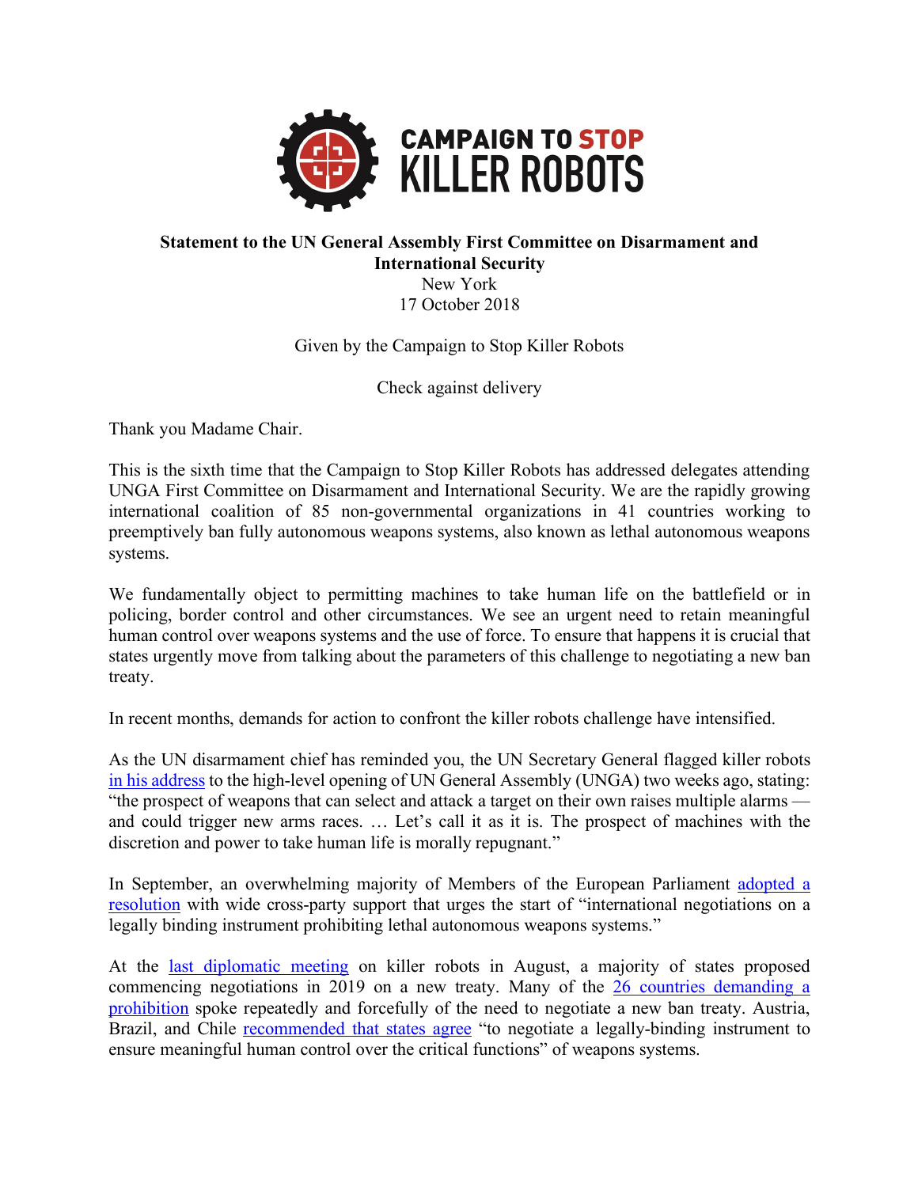**CAMPAIGN TO STOP KILLER ROBOTS**

**Statement to the UN General Assembly First Committee on Disarmament and International Security**

New York
17 October 2018

Given by the Campaign to Stop Killer Robots

Check against delivery

Thank you Madame Chair.

This is the sixth time that the Campaign to Stop Killer Robots has addressed delegates attending UNGA First Committee on Disarmament and International Security. We are the rapidly growing international coalition of 85 non-governmental organizations in 41 countries working to preemptively ban fully autonomous weapons systems, also known as lethal autonomous weapons systems.

We fundamentally object to permitting machines to take human life on the battlefield or in policing, border control and other circumstances. We see an urgent need to retain meaningful human control over weapons systems and the use of force. To ensure that happens it is crucial that states urgently move from talking about the parameters of this challenge to negotiating a new ban treaty.

In recent months, demands for action to confront the killer robots challenge have intensified.

As the UN disarmament chief has reminded you, the UN Secretary General flagged killer robots in his address to the high-level opening of UN General Assembly (UNGA) two weeks ago, stating: "the prospect of weapons that can select and attack a target on their own raises multiple alarms — and could trigger new arms races. … Let's call it as it is. The prospect of machines with the discretion and power to take human life is morally repugnant."

In September, an overwhelming majority of Members of the European Parliament adopted a resolution with wide cross-party support that urges the start of "international negotiations on a legally binding instrument prohibiting lethal autonomous weapons systems."

At the last diplomatic meeting on killer robots in August, a majority of states proposed commencing negotiations in 2019 on a new treaty. Many of the 26 countries demanding a prohibition spoke repeatedly and forcefully of the need to negotiate a new ban treaty. Austria, Brazil, and Chile recommended that states agree "to negotiate a legally-binding instrument to ensure meaningful human control over the critical functions" of weapons systems.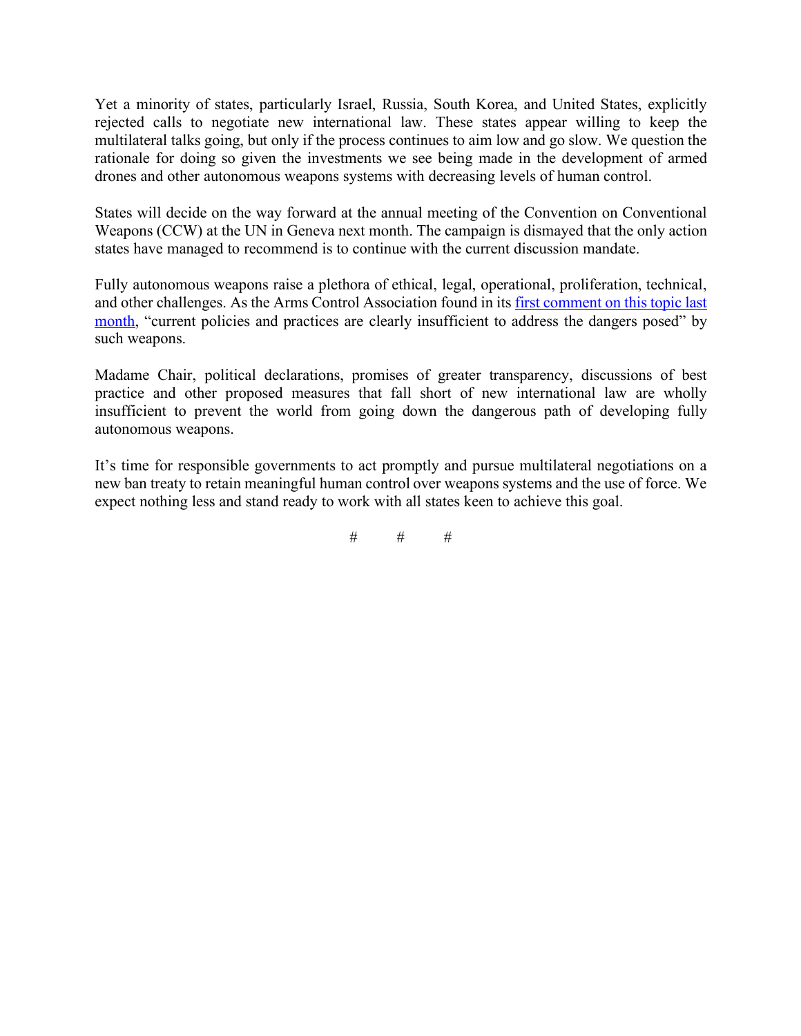Yet a minority of states, particularly Israel, Russia, South Korea, and United States, explicitly rejected calls to negotiate new international law. These states appear willing to keep the multilateral talks going, but only if the process continues to aim low and go slow. We question the rationale for doing so given the investments we see being made in the development of armed drones and other autonomous weapons systems with decreasing levels of human control.

States will decide on the way forward at the annual meeting of the Convention on Conventional Weapons (CCW) at the UN in Geneva next month. The campaign is dismayed that the only action states have managed to recommend is to continue with the current discussion mandate.

Fully autonomous weapons raise a plethora of ethical, legal, operational, proliferation, technical, and other challenges. As the Arms Control Association found in its first comment on this topic last month, "current policies and practices are clearly insufficient to address the dangers posed" by such weapons.

Madame Chair, political declarations, promises of greater transparency, discussions of best practice and other proposed measures that fall short of new international law are wholly insufficient to prevent the world from going down the dangerous path of developing fully autonomous weapons.

It's time for responsible governments to act promptly and pursue multilateral negotiations on a new ban treaty to retain meaningful human control over weapons systems and the use of force. We expect nothing less and stand ready to work with all states keen to achieve this goal.

# # #